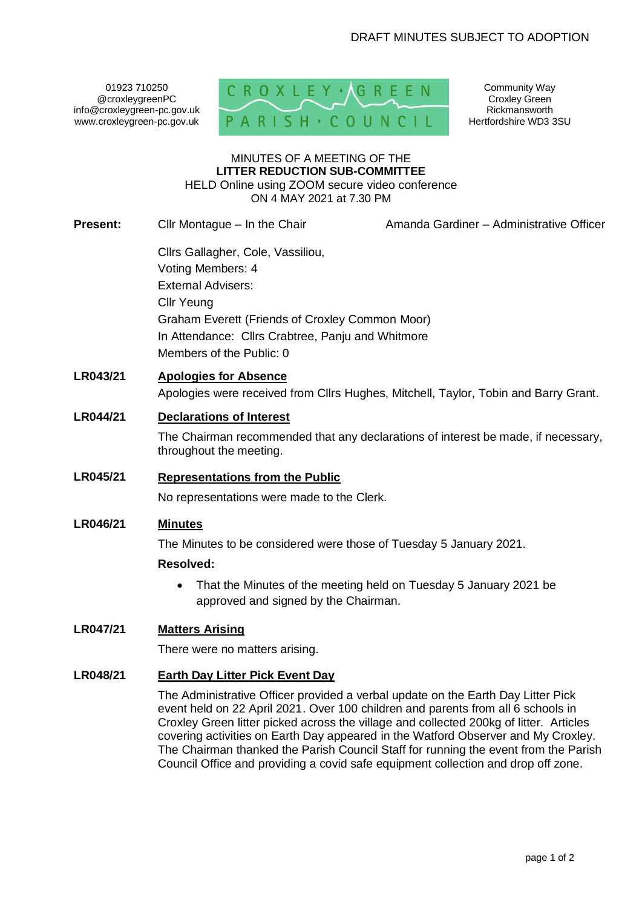DRAFT MINUTES SUBJECT TO ADOPTION

01923 710250
@croxleygreenPC
info@croxleygreen-pc.gov.uk
www.croxleygreen-pc.gov.uk

CROXLEY GREEN PARISH COUNCIL

Community Way
Croxley Green
Rickmansworth
Hertfordshire WD3 3SU

MINUTES OF A MEETING OF THE
**LITTER REDUCTION SUB-COMMITTEE**
HELD Online using ZOOM secure video conference
ON 4 MAY 2021 at 7.30 PM

**Present:** Cllr Montague – In the Chair — Amanda Gardiner – Administrative Officer

Cllrs Gallagher, Cole, Vassiliou,
Voting Members: 4
External Advisers:
Cllr Yeung
Graham Everett (Friends of Croxley Common Moor)
In Attendance: Cllrs Crabtree, Panju and Whitmore
Members of the Public: 0

**LR043/21 Apologies for Absence**

Apologies were received from Cllrs Hughes, Mitchell, Taylor, Tobin and Barry Grant.

**LR044/21 Declarations of Interest**

The Chairman recommended that any declarations of interest be made, if necessary, throughout the meeting.

**LR045/21 Representations from the Public**

No representations were made to the Clerk.

**LR046/21 Minutes**

The Minutes to be considered were those of Tuesday 5 January 2021.

**Resolved:**

- That the Minutes of the meeting held on Tuesday 5 January 2021 be approved and signed by the Chairman.

**LR047/21 Matters Arising**

There were no matters arising.

**LR048/21 Earth Day Litter Pick Event Day**

The Administrative Officer provided a verbal update on the Earth Day Litter Pick event held on 22 April 2021. Over 100 children and parents from all 6 schools in Croxley Green litter picked across the village and collected 200kg of litter. Articles covering activities on Earth Day appeared in the Watford Observer and My Croxley. The Chairman thanked the Parish Council Staff for running the event from the Parish Council Office and providing a covid safe equipment collection and drop off zone.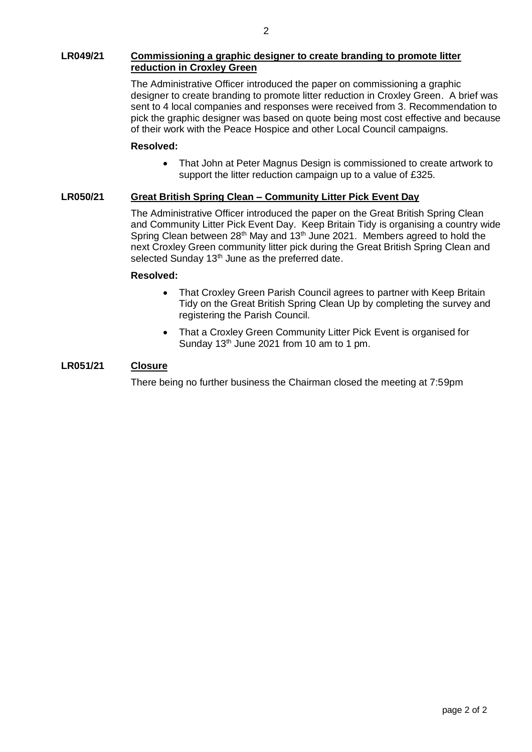**LR049/21 Commissioning a graphic designer to create branding to promote litter reduction in Croxley Green**

The Administrative Officer introduced the paper on commissioning a graphic designer to create branding to promote litter reduction in Croxley Green. A brief was sent to 4 local companies and responses were received from 3. Recommendation to pick the graphic designer was based on quote being most cost effective and because of their work with the Peace Hospice and other Local Council campaigns.

**Resolved:**

- That John at Peter Magnus Design is commissioned to create artwork to support the litter reduction campaign up to a value of £325.

**LR050/21 Great British Spring Clean – Community Litter Pick Event Day**

The Administrative Officer introduced the paper on the Great British Spring Clean and Community Litter Pick Event Day. Keep Britain Tidy is organising a country wide Spring Clean between 28th May and 13th June 2021. Members agreed to hold the next Croxley Green community litter pick during the Great British Spring Clean and selected Sunday 13th June as the preferred date.

**Resolved:**

- That Croxley Green Parish Council agrees to partner with Keep Britain Tidy on the Great British Spring Clean Up by completing the survey and registering the Parish Council.
- That a Croxley Green Community Litter Pick Event is organised for Sunday 13th June 2021 from 10 am to 1 pm.

**LR051/21 Closure**

There being no further business the Chairman closed the meeting at 7:59pm